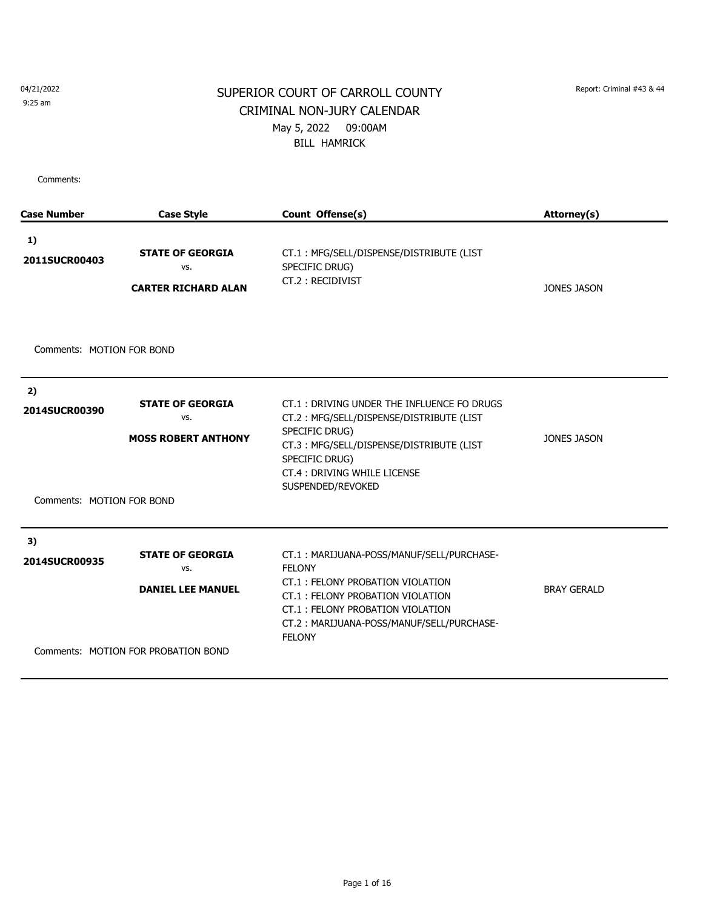04/21/2022
9:25 am

Report: Criminal #43 & 44

# SUPERIOR COURT OF CARROLL COUNTY

## CRIMINAL NON-JURY CALENDAR

May 5, 2022 09:00AM

BILL HAMRICK

Comments:

| Case Number | Case Style | Count Offense(s) | Attorney(s) |
|---|---|---|---|
| **1)** **2011SUCR00403** | **STATE OF GEORGIA** vs. **CARTER RICHARD ALAN** | CT.1 : MFG/SELL/DISPENSE/DISTRIBUTE (LIST SPECIFIC DRUG)<br>CT.2 : RECIDIVIST | JONES JASON |

Comments: MOTION FOR BOND

| Case Number | Case Style | Count Offense(s) | Attorney(s) |
|---|---|---|---|
| **2)** **2014SUCR00390** | **STATE OF GEORGIA** vs. **MOSS ROBERT ANTHONY** | CT.1 : DRIVING UNDER THE INFLUENCE FO DRUGS<br>CT.2 : MFG/SELL/DISPENSE/DISTRIBUTE (LIST SPECIFIC DRUG)<br>CT.3 : MFG/SELL/DISPENSE/DISTRIBUTE (LIST SPECIFIC DRUG)<br>CT.4 : DRIVING WHILE LICENSE SUSPENDED/REVOKED | JONES JASON |

Comments: MOTION FOR BOND

| Case Number | Case Style | Count Offense(s) | Attorney(s) |
|---|---|---|---|
| **3)** **2014SUCR00935** | **STATE OF GEORGIA** vs. **DANIEL LEE MANUEL** | CT.1 : MARIJUANA-POSS/MANUF/SELL/PURCHASE-FELONY<br>CT.1 : FELONY PROBATION VIOLATION<br>CT.1 : FELONY PROBATION VIOLATION<br>CT.1 : FELONY PROBATION VIOLATION<br>CT.2 : MARIJUANA-POSS/MANUF/SELL/PURCHASE-FELONY | BRAY GERALD |

Comments: MOTION FOR PROBATION BOND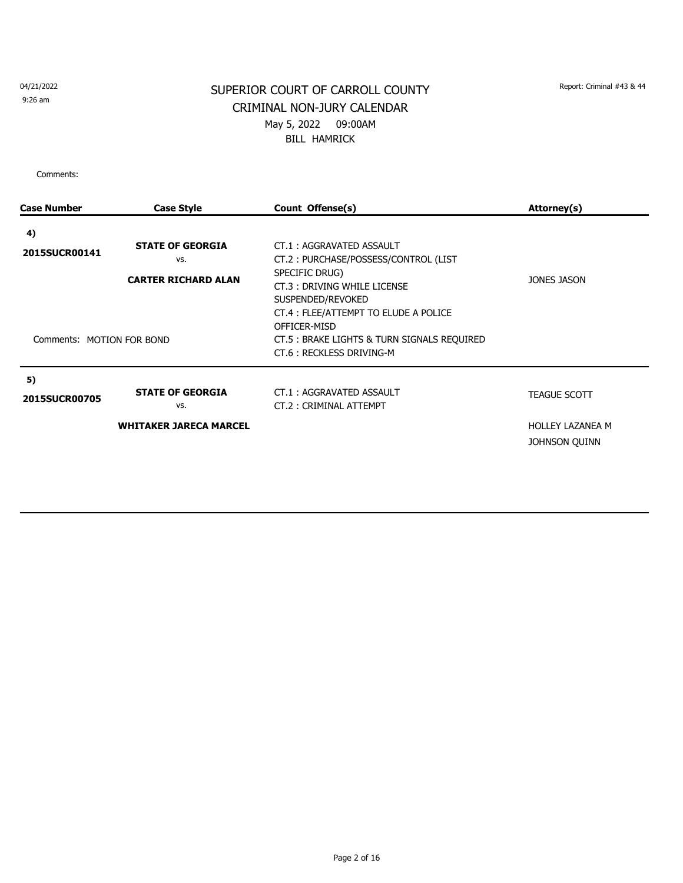04/21/2022
9:26 am

# SUPERIOR COURT OF CARROLL COUNTY
## CRIMINAL NON-JURY CALENDAR
May 5, 2022 09:00AM
BILL HAMRICK

Report: Criminal #43 & 44

Comments:

| Case Number | Case Style | Count Offense(s) | Attorney(s) |
|---|---|---|---|
| **4)** **2015SUCR00141** | **STATE OF GEORGIA** vs. **CARTER RICHARD ALAN** | CT.1 : AGGRAVATED ASSAULT<br>CT.2 : PURCHASE/POSSESS/CONTROL (LIST SPECIFIC DRUG)<br>CT.3 : DRIVING WHILE LICENSE SUSPENDED/REVOKED<br>CT.4 : FLEE/ATTEMPT TO ELUDE A POLICE OFFICER-MISD<br>CT.5 : BRAKE LIGHTS & TURN SIGNALS REQUIRED<br>CT.6 : RECKLESS DRIVING-M | JONES JASON |
| Comments: MOTION FOR BOND | | | |
| **5)** **2015SUCR00705** | **STATE OF GEORGIA** vs. **WHITAKER JARECA MARCEL** | CT.1 : AGGRAVATED ASSAULT<br>CT.2 : CRIMINAL ATTEMPT | TEAGUE SCOTT<br>HOLLEY LAZANEA M<br>JOHNSON QUINN |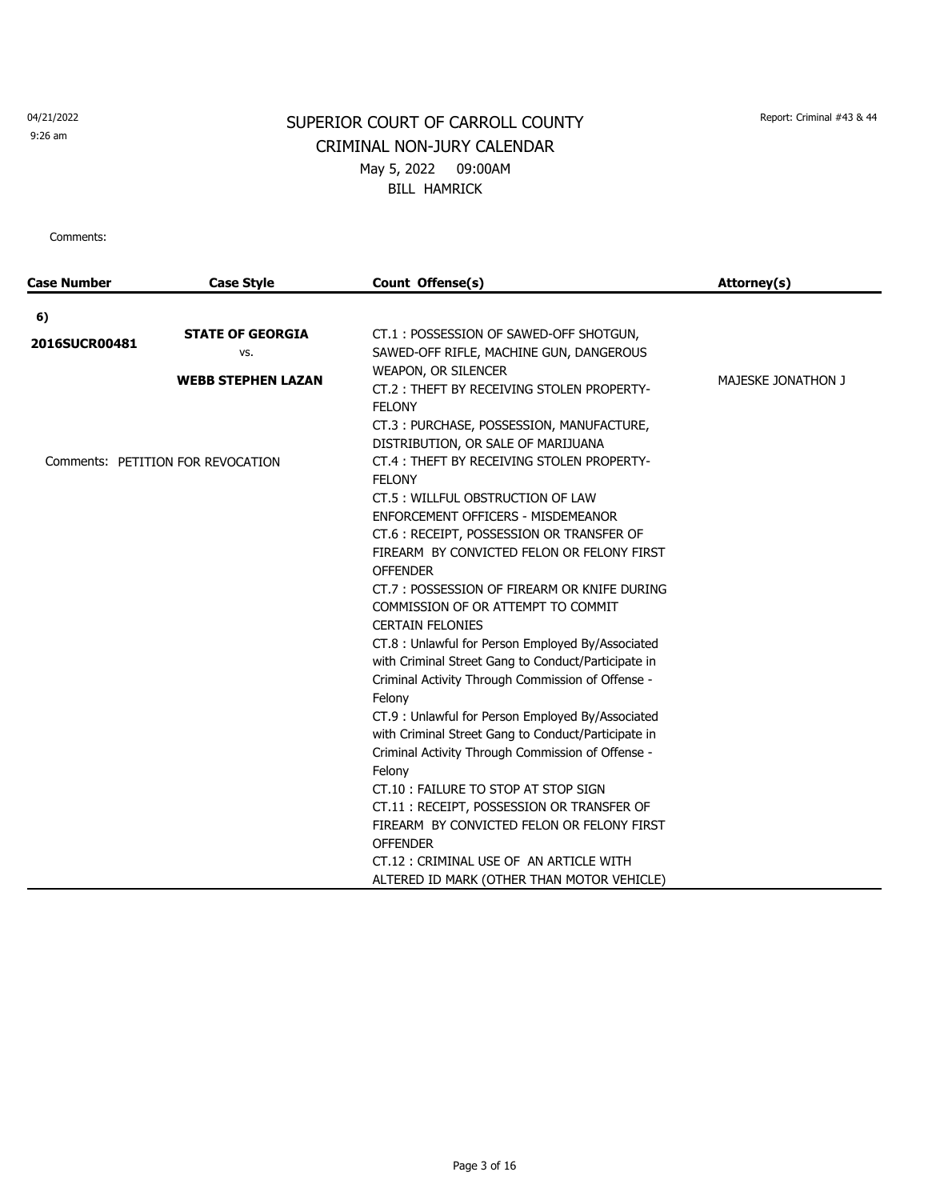04/21/2022
9:26 am

# SUPERIOR COURT OF CARROLL COUNTY

## CRIMINAL NON-JURY CALENDAR

May 5, 2022 09:00AM

BILL HAMRICK

Report: Criminal #43 & 44

Comments:

| Case Number | Case Style | Count Offense(s) | Attorney(s) |
|---|---|---|---|
| **6)** **2016SUCR00481** | **STATE OF GEORGIA** vs. **WEBB STEPHEN LAZAN** Comments: PETITION FOR REVOCATION | CT.1 : POSSESSION OF SAWED-OFF SHOTGUN, SAWED-OFF RIFLE, MACHINE GUN, DANGEROUS WEAPON, OR SILENCER<br>CT.2 : THEFT BY RECEIVING STOLEN PROPERTY-FELONY<br>CT.3 : PURCHASE, POSSESSION, MANUFACTURE, DISTRIBUTION, OR SALE OF MARIJUANA<br>CT.4 : THEFT BY RECEIVING STOLEN PROPERTY-FELONY<br>CT.5 : WILLFUL OBSTRUCTION OF LAW ENFORCEMENT OFFICERS - MISDEMEANOR<br>CT.6 : RECEIPT, POSSESSION OR TRANSFER OF FIREARM BY CONVICTED FELON OR FELONY FIRST OFFENDER<br>CT.7 : POSSESSION OF FIREARM OR KNIFE DURING COMMISSION OF OR ATTEMPT TO COMMIT CERTAIN FELONIES<br>CT.8 : Unlawful for Person Employed By/Associated with Criminal Street Gang to Conduct/Participate in Criminal Activity Through Commission of Offense - Felony<br>CT.9 : Unlawful for Person Employed By/Associated with Criminal Street Gang to Conduct/Participate in Criminal Activity Through Commission of Offense - Felony<br>CT.10 : FAILURE TO STOP AT STOP SIGN<br>CT.11 : RECEIPT, POSSESSION OR TRANSFER OF FIREARM BY CONVICTED FELON OR FELONY FIRST OFFENDER<br>CT.12 : CRIMINAL USE OF AN ARTICLE WITH ALTERED ID MARK (OTHER THAN MOTOR VEHICLE) | MAJESKE JONATHON J |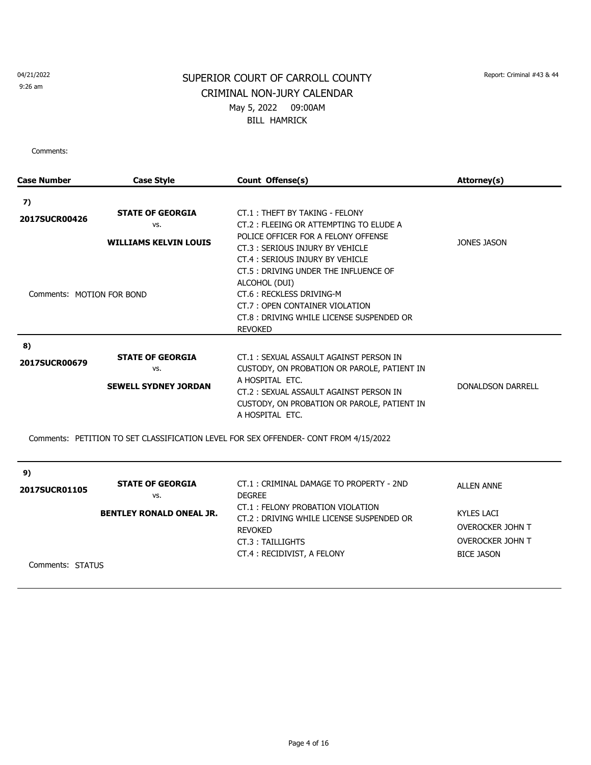04/21/2022
9:26 am

Report: Criminal #43 & 44

# SUPERIOR COURT OF CARROLL COUNTY
## CRIMINAL NON-JURY CALENDAR
May 5, 2022 09:00AM
BILL HAMRICK

Comments:

| Case Number | Case Style | Count Offense(s) | Attorney(s) |
|---|---|---|---|
| **7)** **2017SUCR00426** | **STATE OF GEORGIA** vs. **WILLIAMS KELVIN LOUIS** | CT.1 : THEFT BY TAKING - FELONY<br>CT.2 : FLEEING OR ATTEMPTING TO ELUDE A POLICE OFFICER FOR A FELONY OFFENSE<br>CT.3 : SERIOUS INJURY BY VEHICLE<br>CT.4 : SERIOUS INJURY BY VEHICLE<br>CT.5 : DRIVING UNDER THE INFLUENCE OF ALCOHOL (DUI)<br>CT.6 : RECKLESS DRIVING-M<br>CT.7 : OPEN CONTAINER VIOLATION<br>CT.8 : DRIVING WHILE LICENSE SUSPENDED OR REVOKED | JONES JASON |
| Comments: MOTION FOR BOND | | | |
| **8)** **2017SUCR00679** | **STATE OF GEORGIA** vs. **SEWELL SYDNEY JORDAN** | CT.1 : SEXUAL ASSAULT AGAINST PERSON IN CUSTODY, ON PROBATION OR PAROLE, PATIENT IN A HOSPITAL ETC.<br>CT.2 : SEXUAL ASSAULT AGAINST PERSON IN CUSTODY, ON PROBATION OR PAROLE, PATIENT IN A HOSPITAL ETC. | DONALDSON DARRELL |
| Comments: PETITION TO SET CLASSIFICATION LEVEL FOR SEX OFFENDER- CONT FROM 4/15/2022 | | | |
| **9)** **2017SUCR01105** | **STATE OF GEORGIA** vs. **BENTLEY RONALD ONEAL JR.** | CT.1 : CRIMINAL DAMAGE TO PROPERTY - 2ND DEGREE<br>CT.1 : FELONY PROBATION VIOLATION<br>CT.2 : DRIVING WHILE LICENSE SUSPENDED OR REVOKED<br>CT.3 : TAILLIGHTS<br>CT.4 : RECIDIVIST, A FELONY | ALLEN ANNE<br>KYLES LACI<br>OVEROCKER JOHN T<br>OVEROCKER JOHN T<br>BICE JASON |
| Comments: STATUS | | | |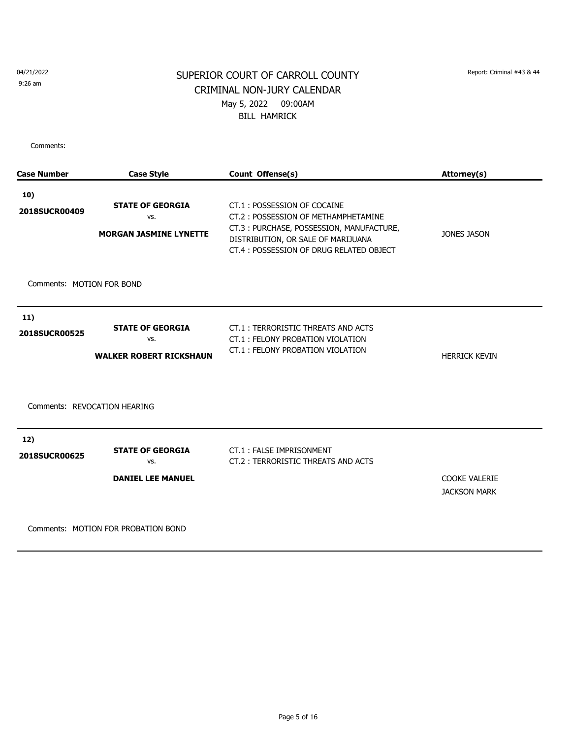04/21/2022
9:26 am

Report: Criminal #43 & 44

# SUPERIOR COURT OF CARROLL COUNTY
## CRIMINAL NON-JURY CALENDAR
May 5, 2022 09:00AM
BILL HAMRICK

Comments:

| Case Number | Case Style | Count Offense(s) | Attorney(s) |
|---|---|---|---|
| **10)** **2018SUCR00409** | **STATE OF GEORGIA** vs. **MORGAN JASMINE LYNETTE** | CT.1 : POSSESSION OF COCAINE<br>CT.2 : POSSESSION OF METHAMPHETAMINE<br>CT.3 : PURCHASE, POSSESSION, MANUFACTURE, DISTRIBUTION, OR SALE OF MARIJUANA<br>CT.4 : POSSESSION OF DRUG RELATED OBJECT | JONES JASON |

Comments: MOTION FOR BOND

| Case Number | Case Style | Count Offense(s) | Attorney(s) |
|---|---|---|---|
| **11)** **2018SUCR00525** | **STATE OF GEORGIA** vs. **WALKER ROBERT RICKSHAUN** | CT.1 : TERRORISTIC THREATS AND ACTS<br>CT.1 : FELONY PROBATION VIOLATION<br>CT.1 : FELONY PROBATION VIOLATION | HERRICK KEVIN |

Comments: REVOCATION HEARING

| Case Number | Case Style | Count Offense(s) | Attorney(s) |
|---|---|---|---|
| **12)** **2018SUCR00625** | **STATE OF GEORGIA** vs. **DANIEL LEE MANUEL** | CT.1 : FALSE IMPRISONMENT<br>CT.2 : TERRORISTIC THREATS AND ACTS | COOKE VALERIE<br>JACKSON MARK |

Comments: MOTION FOR PROBATION BOND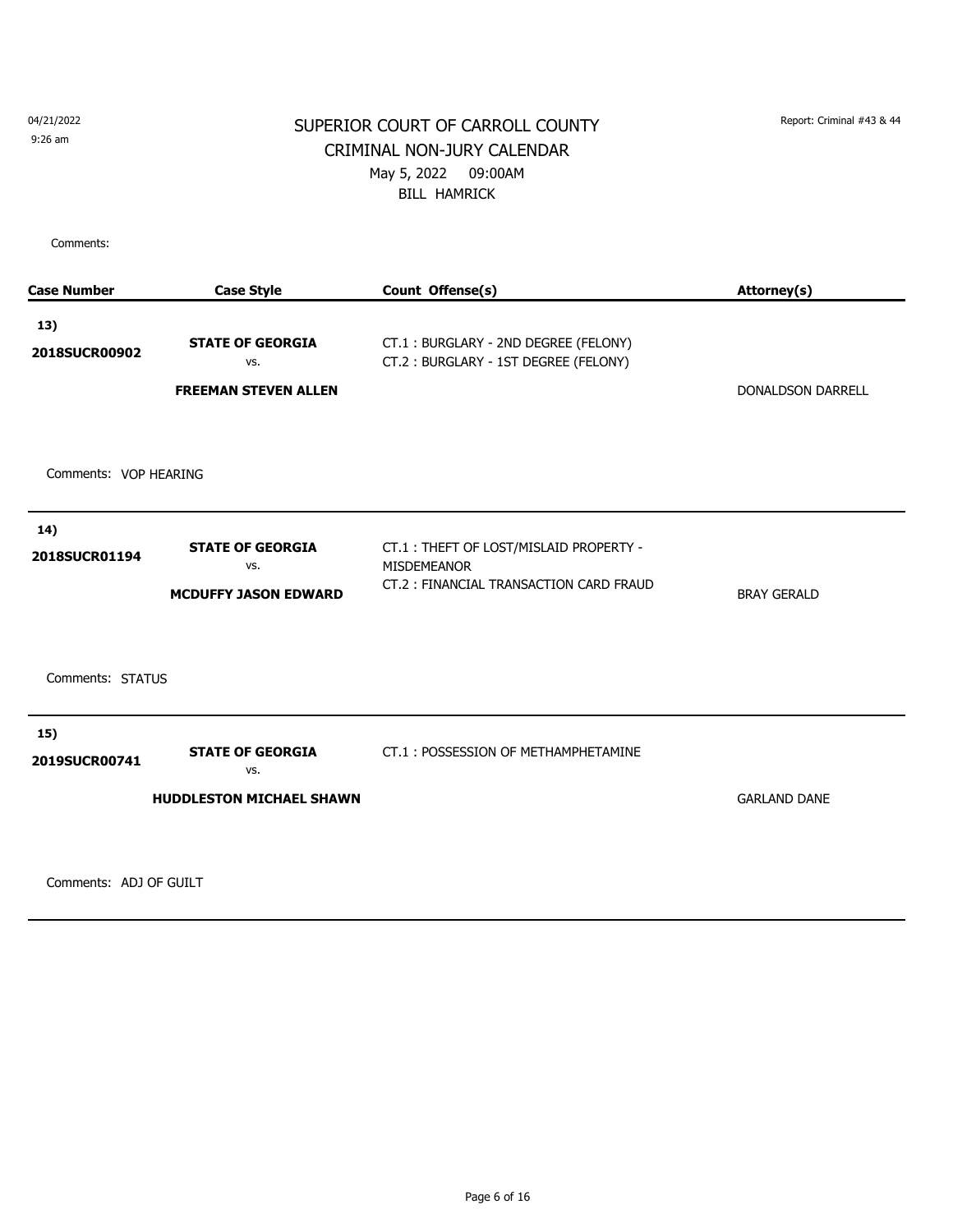04/21/2022
9:26 am

Report: Criminal #43 & 44

# SUPERIOR COURT OF CARROLL COUNTY
## CRIMINAL NON-JURY CALENDAR
May 5, 2022 09:00AM
BILL HAMRICK

Comments:

| Case Number | Case Style | Count Offense(s) | Attorney(s) |
|---|---|---|---|
| **13)** **2018SUCR00902** | **STATE OF GEORGIA** vs. **FREEMAN STEVEN ALLEN** | CT.1 : BURGLARY - 2ND DEGREE (FELONY)<br>CT.2 : BURGLARY - 1ST DEGREE (FELONY) | DONALDSON DARRELL |
| Comments: VOP HEARING | | | |
| **14)** **2018SUCR01194** | **STATE OF GEORGIA** vs. **MCDUFFY JASON EDWARD** | CT.1 : THEFT OF LOST/MISLAID PROPERTY - MISDEMEANOR<br>CT.2 : FINANCIAL TRANSACTION CARD FRAUD | BRAY GERALD |
| Comments: STATUS | | | |
| **15)** **2019SUCR00741** | **STATE OF GEORGIA** vs. **HUDDLESTON MICHAEL SHAWN** | CT.1 : POSSESSION OF METHAMPHETAMINE | GARLAND DANE |
| Comments: ADJ OF GUILT | | | |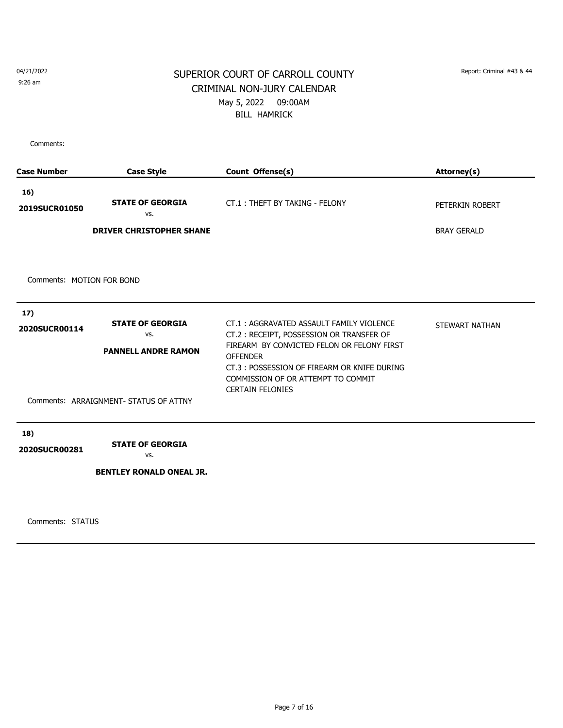04/21/2022
9:26 am

# SUPERIOR COURT OF CARROLL COUNTY

## CRIMINAL NON-JURY CALENDAR

May 5, 2022 09:00AM

BILL HAMRICK

Report: Criminal #43 & 44

Comments:

| Case Number | Case Style | Count Offense(s) | Attorney(s) |
|---|---|---|---|
| **16)** **2019SUCR01050** | **STATE OF GEORGIA** vs. **DRIVER CHRISTOPHER SHANE** | CT.1 : THEFT BY TAKING - FELONY | PETERKIN ROBERT<br>BRAY GERALD |
| Comments: MOTION FOR BOND | | | |
| **17)** **2020SUCR00114** | **STATE OF GEORGIA** vs. **PANNELL ANDRE RAMON** | CT.1 : AGGRAVATED ASSAULT FAMILY VIOLENCE<br>CT.2 : RECEIPT, POSSESSION OR TRANSFER OF FIREARM BY CONVICTED FELON OR FELONY FIRST OFFENDER<br>CT.3 : POSSESSION OF FIREARM OR KNIFE DURING COMMISSION OF OR ATTEMPT TO COMMIT CERTAIN FELONIES | STEWART NATHAN |
| Comments: ARRAIGNMENT- STATUS OF ATTNY | | | |
| **18)** **2020SUCR00281** | **STATE OF GEORGIA** vs. **BENTLEY RONALD ONEAL JR.** | | |
| Comments: STATUS | | | |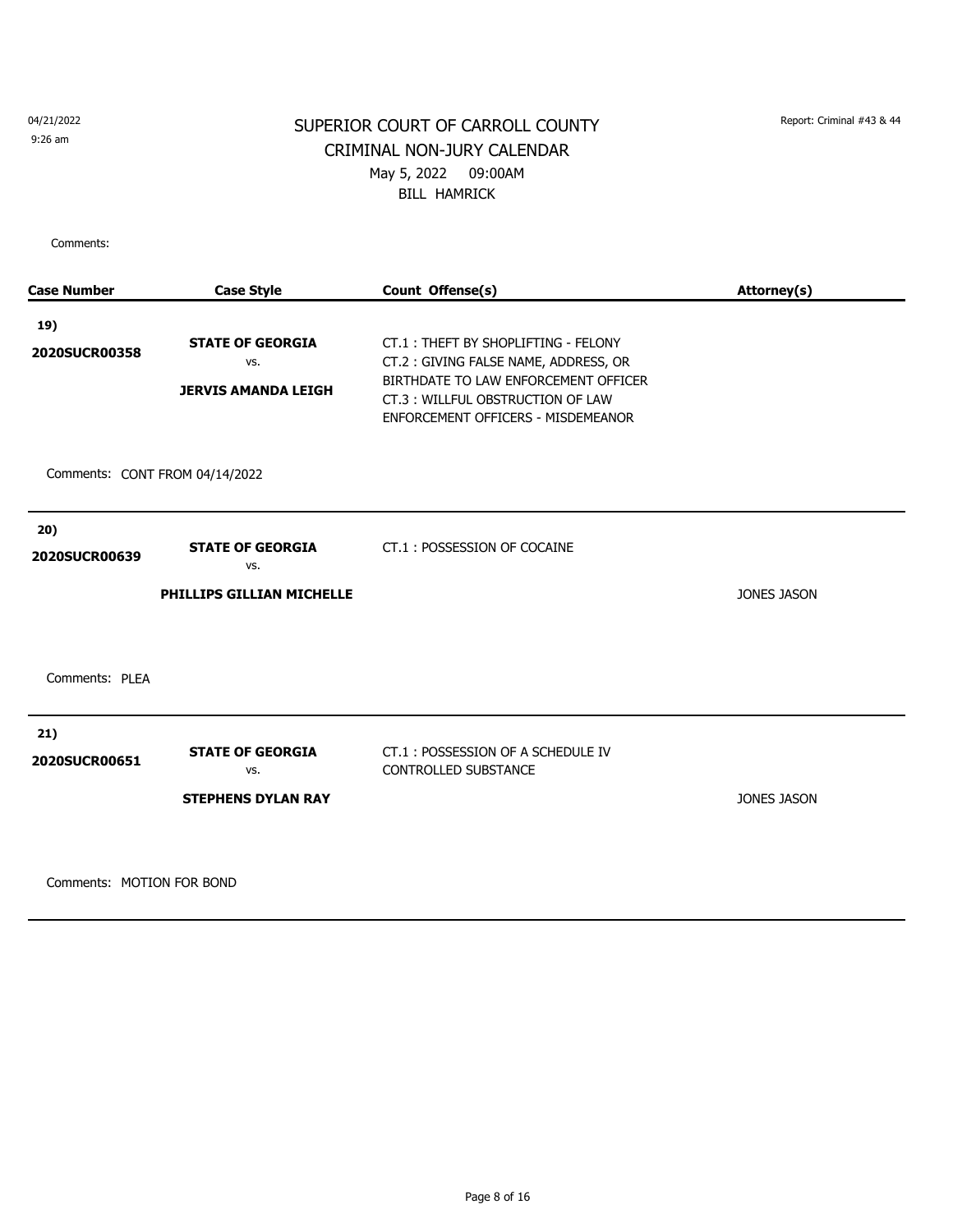# SUPERIOR COURT OF CARROLL COUNTY

## CRIMINAL NON-JURY CALENDAR

May 5, 2022 09:00AM

BILL HAMRICK

04/21/2022
9:26 am

Report: Criminal #43 & 44

Comments:

| Case Number | Case Style | Count Offense(s) | Attorney(s) |
|---|---|---|---|
| **19)** **2020SUCR00358** | **STATE OF GEORGIA** vs. **JERVIS AMANDA LEIGH** | CT.1 : THEFT BY SHOPLIFTING - FELONY<br>CT.2 : GIVING FALSE NAME, ADDRESS, OR BIRTHDATE TO LAW ENFORCEMENT OFFICER<br>CT.3 : WILLFUL OBSTRUCTION OF LAW ENFORCEMENT OFFICERS - MISDEMEANOR | |
| Comments: CONT FROM 04/14/2022 | | | |
| **20)** **2020SUCR00639** | **STATE OF GEORGIA** vs. **PHILLIPS GILLIAN MICHELLE** | CT.1 : POSSESSION OF COCAINE | JONES JASON |
| Comments: PLEA | | | |
| **21)** **2020SUCR00651** | **STATE OF GEORGIA** vs. **STEPHENS DYLAN RAY** | CT.1 : POSSESSION OF A SCHEDULE IV CONTROLLED SUBSTANCE | JONES JASON |
| Comments: MOTION FOR BOND | | | |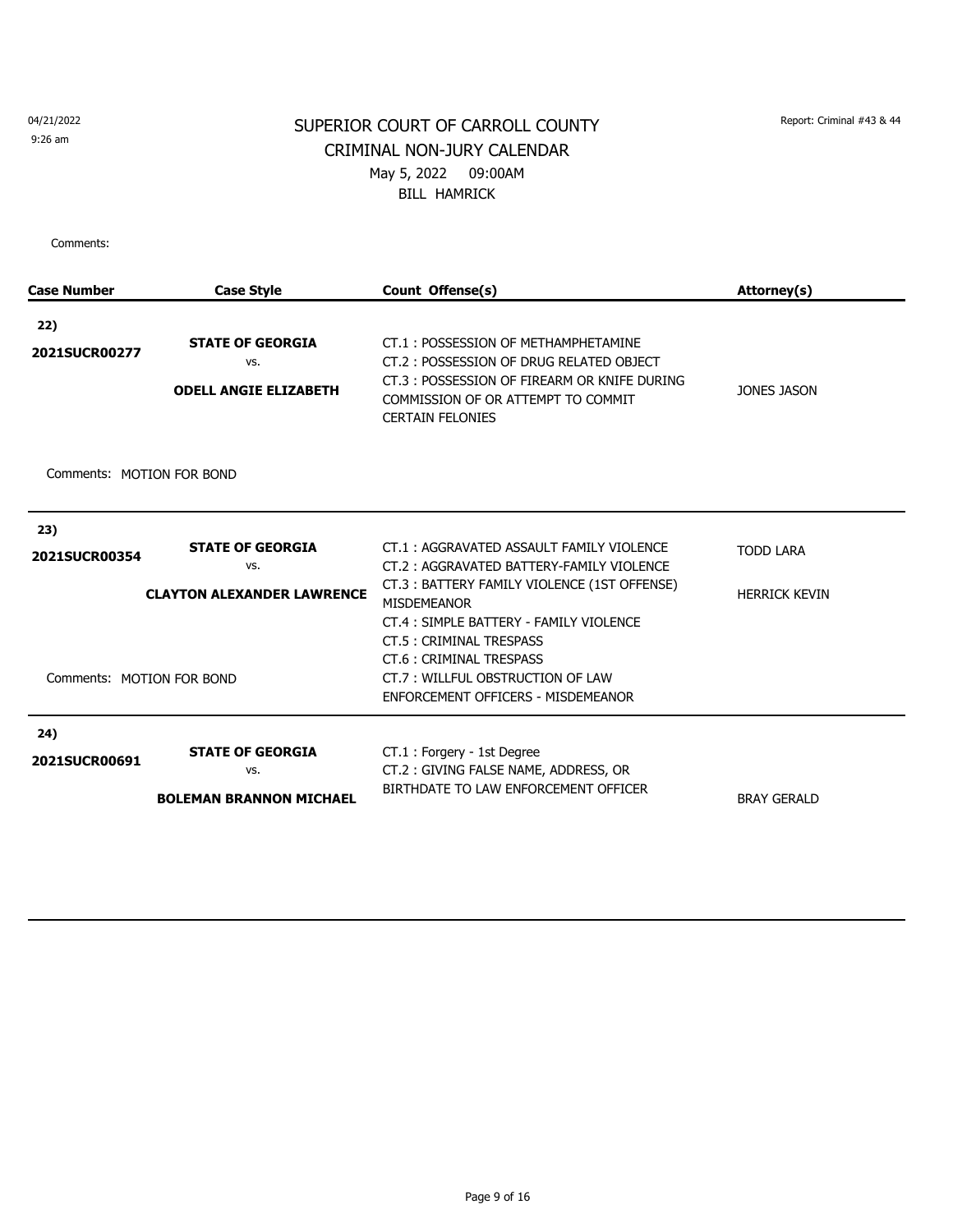04/21/2022
9:26 am

# SUPERIOR COURT OF CARROLL COUNTY

## CRIMINAL NON-JURY CALENDAR

May 5, 2022 09:00AM

BILL HAMRICK

Report: Criminal #43 & 44

Comments:

| Case Number | Case Style | Count Offense(s) | Attorney(s) |
|---|---|---|---|
| **22)** **2021SUCR00277** | **STATE OF GEORGIA** vs. **ODELL ANGIE ELIZABETH** | CT.1 : POSSESSION OF METHAMPHETAMINE<br>CT.2 : POSSESSION OF DRUG RELATED OBJECT<br>CT.3 : POSSESSION OF FIREARM OR KNIFE DURING COMMISSION OF OR ATTEMPT TO COMMIT CERTAIN FELONIES | JONES JASON |
| Comments: MOTION FOR BOND | | | |
| **23)** **2021SUCR00354** | **STATE OF GEORGIA** vs. **CLAYTON ALEXANDER LAWRENCE** | CT.1 : AGGRAVATED ASSAULT FAMILY VIOLENCE<br>CT.2 : AGGRAVATED BATTERY-FAMILY VIOLENCE<br>CT.3 : BATTERY FAMILY VIOLENCE (1ST OFFENSE) MISDEMEANOR<br>CT.4 : SIMPLE BATTERY - FAMILY VIOLENCE<br>CT.5 : CRIMINAL TRESPASS<br>CT.6 : CRIMINAL TRESPASS<br>CT.7 : WILLFUL OBSTRUCTION OF LAW ENFORCEMENT OFFICERS - MISDEMEANOR | TODD LARA<br>HERRICK KEVIN |
| Comments: MOTION FOR BOND | | | |
| **24)** **2021SUCR00691** | **STATE OF GEORGIA** vs. **BOLEMAN BRANNON MICHAEL** | CT.1 : Forgery - 1st Degree<br>CT.2 : GIVING FALSE NAME, ADDRESS, OR BIRTHDATE TO LAW ENFORCEMENT OFFICER | BRAY GERALD |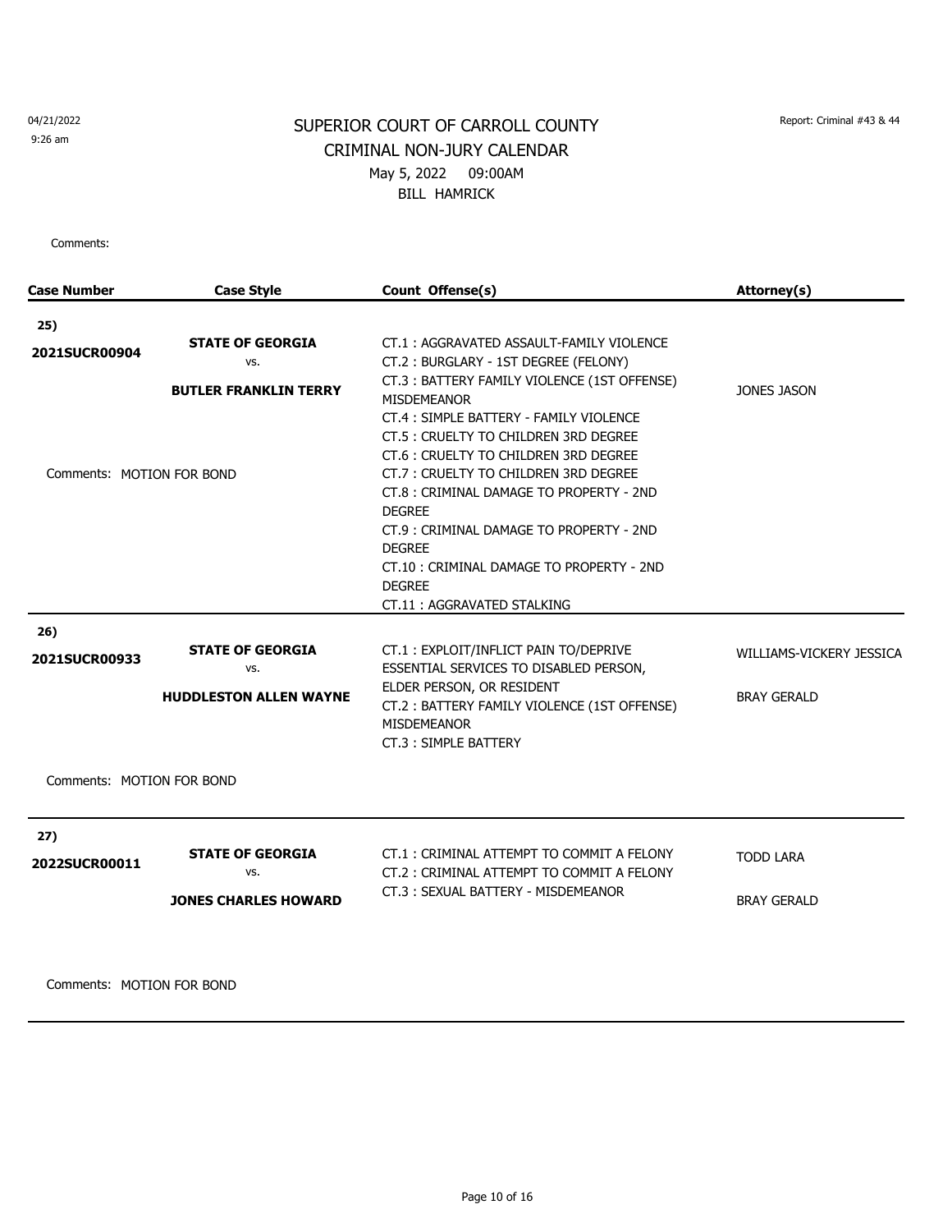04/21/2022
9:26 am

Report: Criminal #43 & 44

# SUPERIOR COURT OF CARROLL COUNTY
## CRIMINAL NON-JURY CALENDAR
May 5, 2022 09:00AM
BILL HAMRICK

Comments:

| Case Number | Case Style | Count Offense(s) | Attorney(s) |
|---|---|---|---|
| 25) 2021SUCR00904 | **STATE OF GEORGIA** vs. **BUTLER FRANKLIN TERRY** | CT.1 : AGGRAVATED ASSAULT-FAMILY VIOLENCE<br>CT.2 : BURGLARY - 1ST DEGREE (FELONY)<br>CT.3 : BATTERY FAMILY VIOLENCE (1ST OFFENSE) MISDEMEANOR<br>CT.4 : SIMPLE BATTERY - FAMILY VIOLENCE<br>CT.5 : CRUELTY TO CHILDREN 3RD DEGREE<br>CT.6 : CRUELTY TO CHILDREN 3RD DEGREE<br>CT.7 : CRUELTY TO CHILDREN 3RD DEGREE<br>CT.8 : CRIMINAL DAMAGE TO PROPERTY - 2ND DEGREE<br>CT.9 : CRIMINAL DAMAGE TO PROPERTY - 2ND DEGREE<br>CT.10 : CRIMINAL DAMAGE TO PROPERTY - 2ND DEGREE<br>CT.11 : AGGRAVATED STALKING | JONES JASON |
| Comments: MOTION FOR BOND | | | |
| 26) 2021SUCR00933 | **STATE OF GEORGIA** vs. **HUDDLESTON ALLEN WAYNE** | CT.1 : EXPLOIT/INFLICT PAIN TO/DEPRIVE ESSENTIAL SERVICES TO DISABLED PERSON, ELDER PERSON, OR RESIDENT<br>CT.2 : BATTERY FAMILY VIOLENCE (1ST OFFENSE) MISDEMEANOR<br>CT.3 : SIMPLE BATTERY | WILLIAMS-VICKERY JESSICA<br>BRAY GERALD |
| Comments: MOTION FOR BOND | | | |
| 27) 2022SUCR00011 | **STATE OF GEORGIA** vs. **JONES CHARLES HOWARD** | CT.1 : CRIMINAL ATTEMPT TO COMMIT A FELONY<br>CT.2 : CRIMINAL ATTEMPT TO COMMIT A FELONY<br>CT.3 : SEXUAL BATTERY - MISDEMEANOR | TODD LARA<br>BRAY GERALD |
| Comments: MOTION FOR BOND | | | |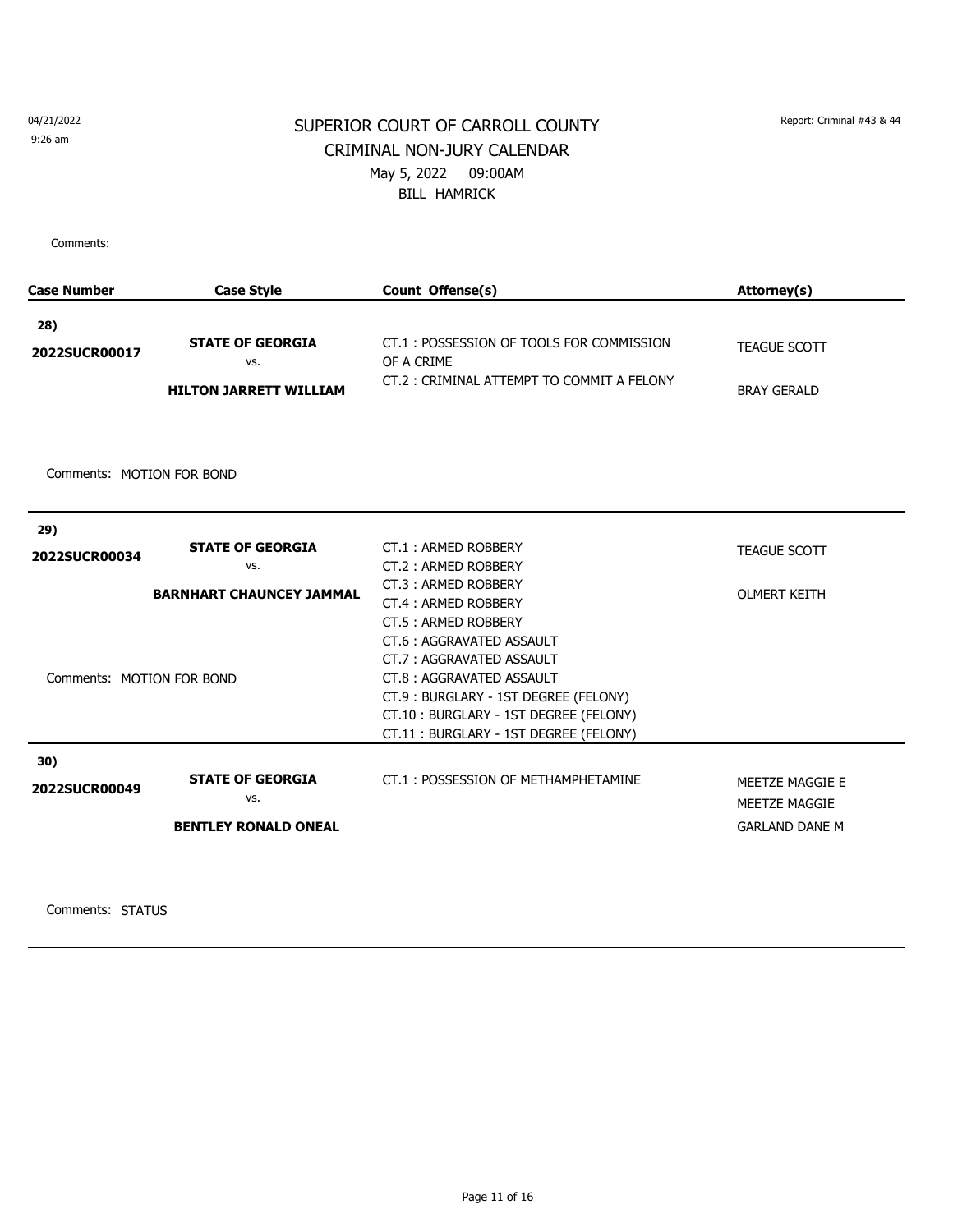04/21/2022
9:26 am

Report: Criminal #43 & 44

# SUPERIOR COURT OF CARROLL COUNTY
## CRIMINAL NON-JURY CALENDAR
May 5, 2022 09:00AM
BILL HAMRICK

Comments:

| Case Number | Case Style | Count Offense(s) | Attorney(s) |
|---|---|---|---|
| **28)** **2022SUCR00017** | **STATE OF GEORGIA** vs. **HILTON JARRETT WILLIAM** | CT.1 : POSSESSION OF TOOLS FOR COMMISSION OF A CRIME<br>CT.2 : CRIMINAL ATTEMPT TO COMMIT A FELONY | TEAGUE SCOTT<br>BRAY GERALD |

Comments: MOTION FOR BOND

| Case Number | Case Style | Count Offense(s) | Attorney(s) |
|---|---|---|---|
| **29)** **2022SUCR00034** | **STATE OF GEORGIA** vs. **BARNHART CHAUNCEY JAMMAL** | CT.1 : ARMED ROBBERY<br>CT.2 : ARMED ROBBERY<br>CT.3 : ARMED ROBBERY<br>CT.4 : ARMED ROBBERY<br>CT.5 : ARMED ROBBERY<br>CT.6 : AGGRAVATED ASSAULT<br>CT.7 : AGGRAVATED ASSAULT<br>CT.8 : AGGRAVATED ASSAULT<br>CT.9 : BURGLARY - 1ST DEGREE (FELONY)<br>CT.10 : BURGLARY - 1ST DEGREE (FELONY)<br>CT.11 : BURGLARY - 1ST DEGREE (FELONY) | TEAGUE SCOTT<br>OLMERT KEITH |

Comments: MOTION FOR BOND

| Case Number | Case Style | Count Offense(s) | Attorney(s) |
|---|---|---|---|
| **30)** **2022SUCR00049** | **STATE OF GEORGIA** vs. **BENTLEY RONALD ONEAL** | CT.1 : POSSESSION OF METHAMPHETAMINE | MEETZE MAGGIE E<br>MEETZE MAGGIE<br>GARLAND DANE M |

Comments: STATUS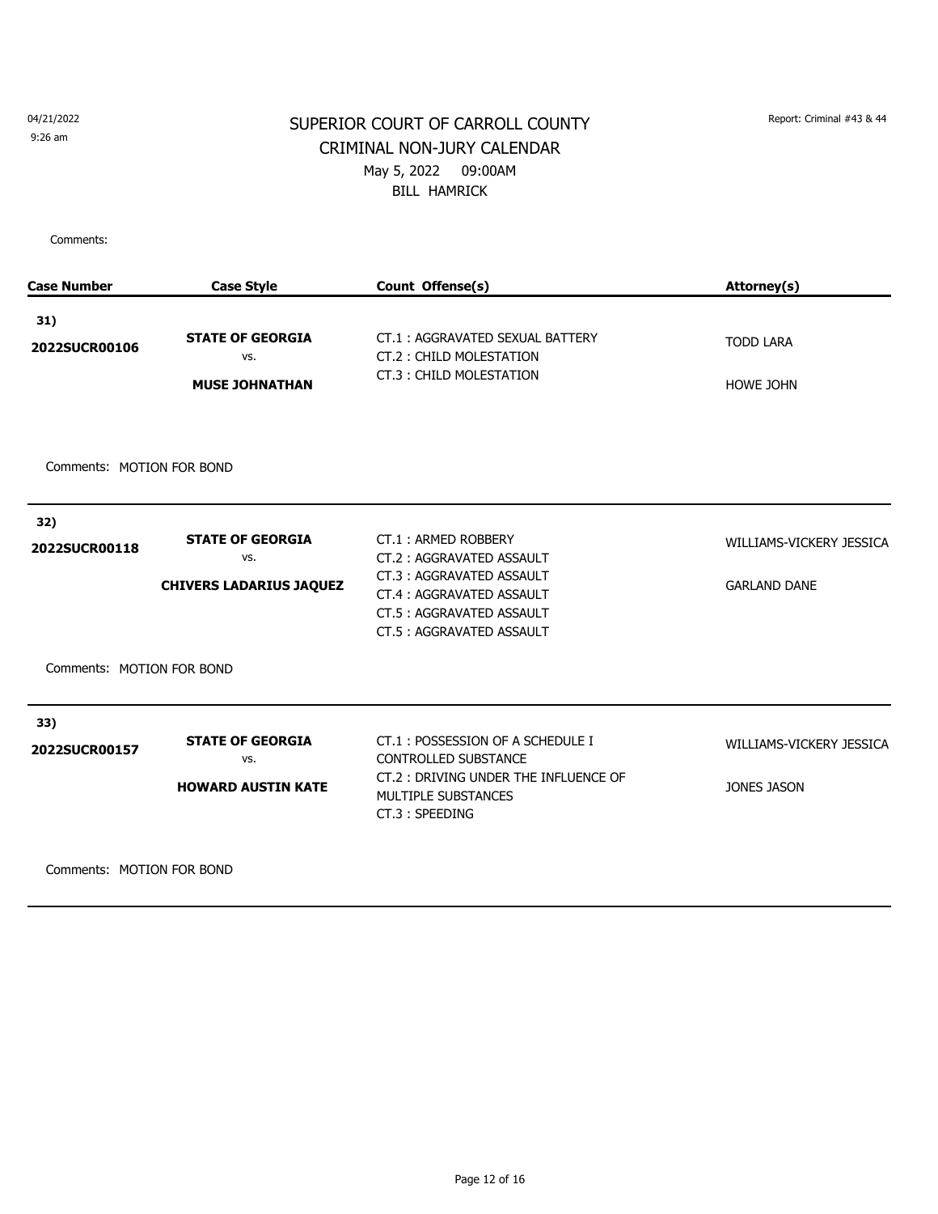04/21/2022
9:26 am

Report: Criminal #43 & 44

# SUPERIOR COURT OF CARROLL COUNTY
## CRIMINAL NON-JURY CALENDAR
May 5, 2022 09:00AM
BILL HAMRICK

Comments:

| Case Number | Case Style | Count Offense(s) | Attorney(s) |
|---|---|---|---|
| **31)** **2022SUCR00106** | **STATE OF GEORGIA** vs. **MUSE JOHNATHAN** | CT.1 : AGGRAVATED SEXUAL BATTERY<br>CT.2 : CHILD MOLESTATION<br>CT.3 : CHILD MOLESTATION | TODD LARA<br>HOWE JOHN |

Comments: MOTION FOR BOND

| Case Number | Case Style | Count Offense(s) | Attorney(s) |
|---|---|---|---|
| **32)** **2022SUCR00118** | **STATE OF GEORGIA** vs. **CHIVERS LADARIUS JAQUEZ** | CT.1 : ARMED ROBBERY<br>CT.2 : AGGRAVATED ASSAULT<br>CT.3 : AGGRAVATED ASSAULT<br>CT.4 : AGGRAVATED ASSAULT<br>CT.5 : AGGRAVATED ASSAULT<br>CT.5 : AGGRAVATED ASSAULT | WILLIAMS-VICKERY JESSICA<br>GARLAND DANE |

Comments: MOTION FOR BOND

| Case Number | Case Style | Count Offense(s) | Attorney(s) |
|---|---|---|---|
| **33)** **2022SUCR00157** | **STATE OF GEORGIA** vs. **HOWARD AUSTIN KATE** | CT.1 : POSSESSION OF A SCHEDULE I CONTROLLED SUBSTANCE<br>CT.2 : DRIVING UNDER THE INFLUENCE OF MULTIPLE SUBSTANCES<br>CT.3 : SPEEDING | WILLIAMS-VICKERY JESSICA<br>JONES JASON |

Comments: MOTION FOR BOND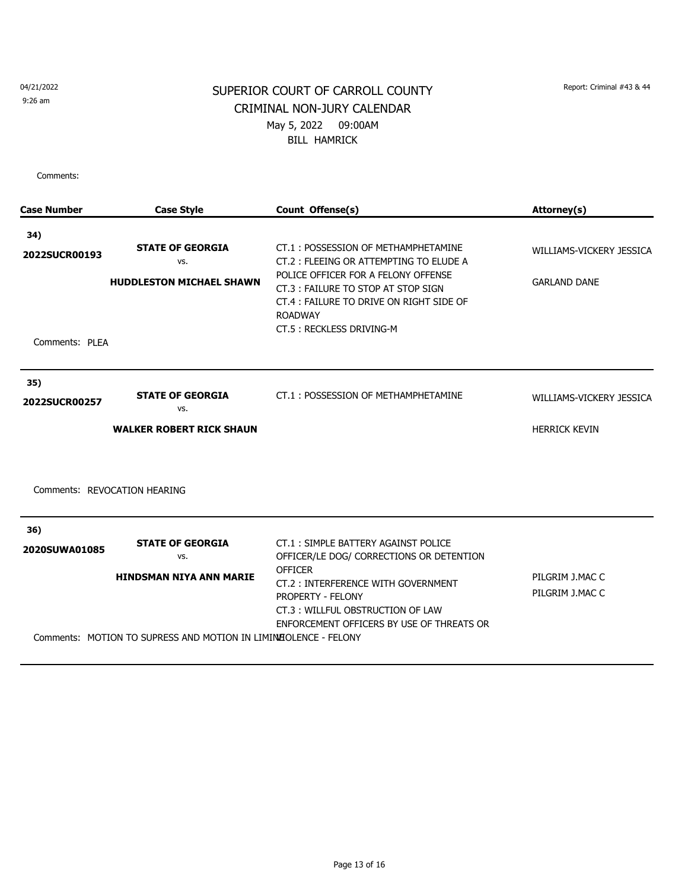04/21/2022
9:26 am

Report: Criminal #43 & 44

# SUPERIOR COURT OF CARROLL COUNTY
## CRIMINAL NON-JURY CALENDAR
May 5, 2022 09:00AM
BILL HAMRICK

Comments:

| Case Number | Case Style | Count Offense(s) | Attorney(s) |
|---|---|---|---|
| **34)** **2022SUCR00193** | **STATE OF GEORGIA** vs. **HUDDLESTON MICHAEL SHAWN** | CT.1 : POSSESSION OF METHAMPHETAMINE<br>CT.2 : FLEEING OR ATTEMPTING TO ELUDE A POLICE OFFICER FOR A FELONY OFFENSE<br>CT.3 : FAILURE TO STOP AT STOP SIGN<br>CT.4 : FAILURE TO DRIVE ON RIGHT SIDE OF ROADWAY<br>CT.5 : RECKLESS DRIVING-M | WILLIAMS-VICKERY JESSICA<br>GARLAND DANE |
| Comments: PLEA | | | |
| **35)** **2022SUCR00257** | **STATE OF GEORGIA** vs. **WALKER ROBERT RICK SHAUN** | CT.1 : POSSESSION OF METHAMPHETAMINE | WILLIAMS-VICKERY JESSICA<br>HERRICK KEVIN |
| Comments: REVOCATION HEARING | | | |
| **36)** **2020SUWA01085** | **STATE OF GEORGIA** vs. **HINDSMAN NIYA ANN MARIE** | CT.1 : SIMPLE BATTERY AGAINST POLICE OFFICER/LE DOG/ CORRECTIONS OR DETENTION OFFICER<br>CT.2 : INTERFERENCE WITH GOVERNMENT PROPERTY - FELONY<br>CT.3 : WILLFUL OBSTRUCTION OF LAW ENFORCEMENT OFFICERS BY USE OF THREATS OR VIOLENCE - FELONY | PILGRIM J.MAC C<br>PILGRIM J.MAC C |
| Comments: MOTION TO SUPRESS AND MOTION IN LIMINE | | | |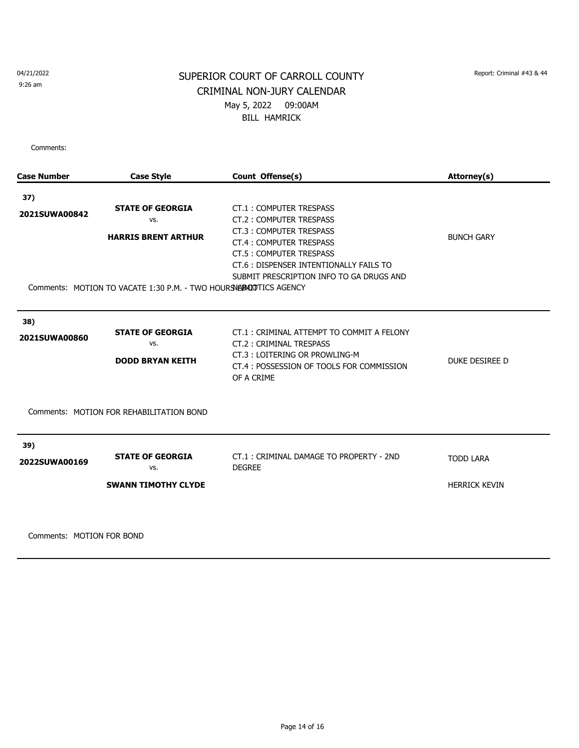04/21/2022
9:26 am

Report: Criminal #43 & 44

# SUPERIOR COURT OF CARROLL COUNTY
## CRIMINAL NON-JURY CALENDAR
May 5, 2022 09:00AM
BILL HAMRICK

Comments:

| Case Number | Case Style | Count Offense(s) | Attorney(s) |
|---|---|---|---|
| **37)** **2021SUWA00842** | **STATE OF GEORGIA** vs. **HARRIS BRENT ARTHUR** | CT.1 : COMPUTER TRESPASS<br>CT.2 : COMPUTER TRESPASS<br>CT.3 : COMPUTER TRESPASS<br>CT.4 : COMPUTER TRESPASS<br>CT.5 : COMPUTER TRESPASS<br>CT.6 : DISPENSER INTENTIONALLY FAILS TO SUBMIT PRESCRIPTION INFO TO GA DRUGS AND NARCOTICS AGENCY | BUNCH GARY |
| Comments: MOTION TO VACATE 1:30 P.M. - TWO HOURS LIMIT | | | |
| **38)** **2021SUWA00860** | **STATE OF GEORGIA** vs. **DODD BRYAN KEITH** | CT.1 : CRIMINAL ATTEMPT TO COMMIT A FELONY<br>CT.2 : CRIMINAL TRESPASS<br>CT.3 : LOITERING OR PROWLING-M<br>CT.4 : POSSESSION OF TOOLS FOR COMMISSION OF A CRIME | DUKE DESIREE D |
| Comments: MOTION FOR REHABILITATION BOND | | | |
| **39)** **2022SUWA00169** | **STATE OF GEORGIA** vs. **SWANN TIMOTHY CLYDE** | CT.1 : CRIMINAL DAMAGE TO PROPERTY - 2ND DEGREE | TODD LARA<br>HERRICK KEVIN |
| Comments: MOTION FOR BOND | | | |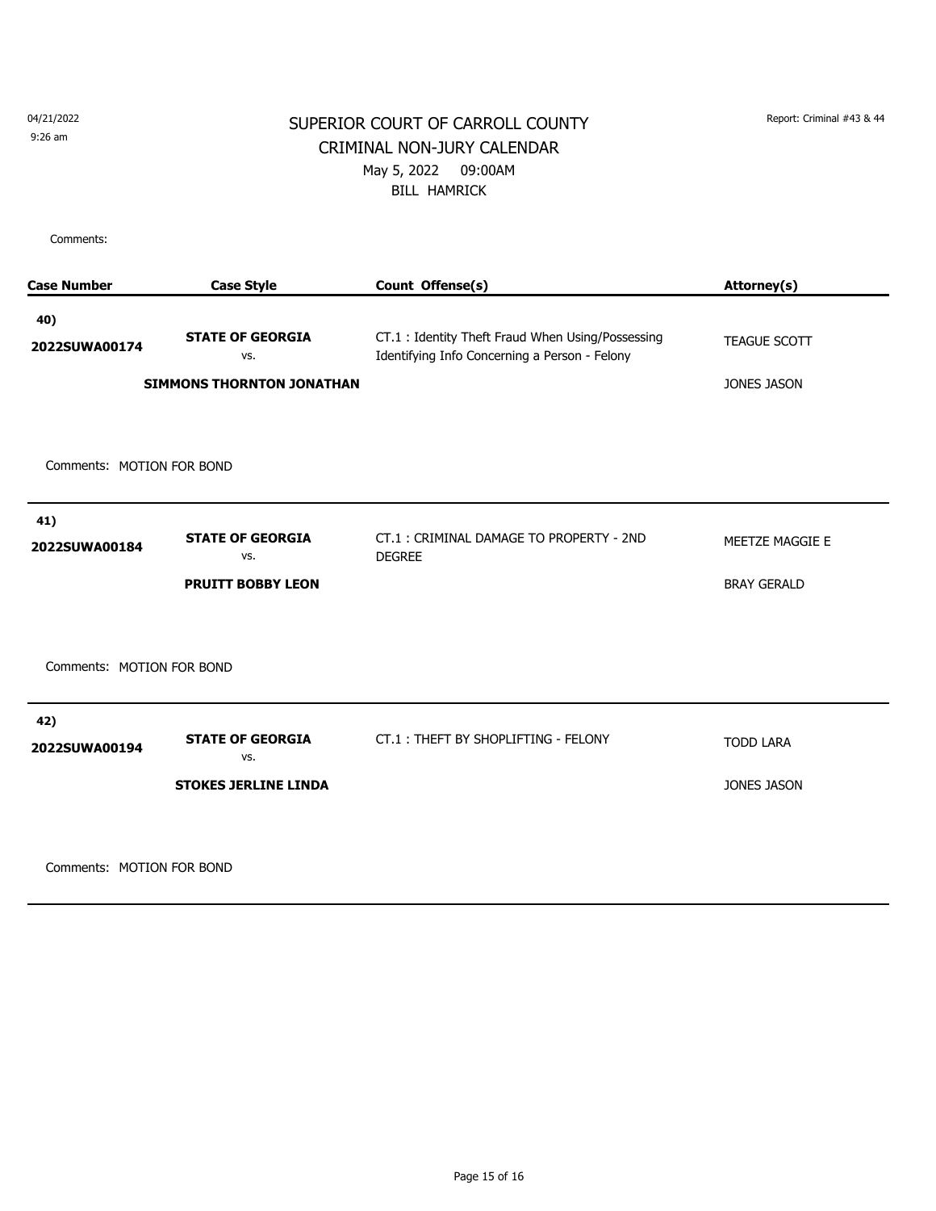04/21/2022
9:26 am

Report: Criminal #43 & 44

# SUPERIOR COURT OF CARROLL COUNTY

## CRIMINAL NON-JURY CALENDAR

May 5, 2022 09:00AM

BILL HAMRICK

Comments:

| Case Number | Case Style | Count Offense(s) | Attorney(s) |
|---|---|---|---|
| 40) 2022SUWA00174 | **STATE OF GEORGIA** vs. **SIMMONS THORNTON JONATHAN** | CT.1 : Identity Theft Fraud When Using/Possessing Identifying Info Concerning a Person - Felony | TEAGUE SCOTT<br>JONES JASON |

Comments: MOTION FOR BOND

| Case Number | Case Style | Count Offense(s) | Attorney(s) |
|---|---|---|---|
| 41) 2022SUWA00184 | **STATE OF GEORGIA** vs. **PRUITT BOBBY LEON** | CT.1 : CRIMINAL DAMAGE TO PROPERTY - 2ND DEGREE | MEETZE MAGGIE E<br>BRAY GERALD |

Comments: MOTION FOR BOND

| Case Number | Case Style | Count Offense(s) | Attorney(s) |
|---|---|---|---|
| 42) 2022SUWA00194 | **STATE OF GEORGIA** vs. **STOKES JERLINE LINDA** | CT.1 : THEFT BY SHOPLIFTING - FELONY | TODD LARA<br>JONES JASON |

Comments: MOTION FOR BOND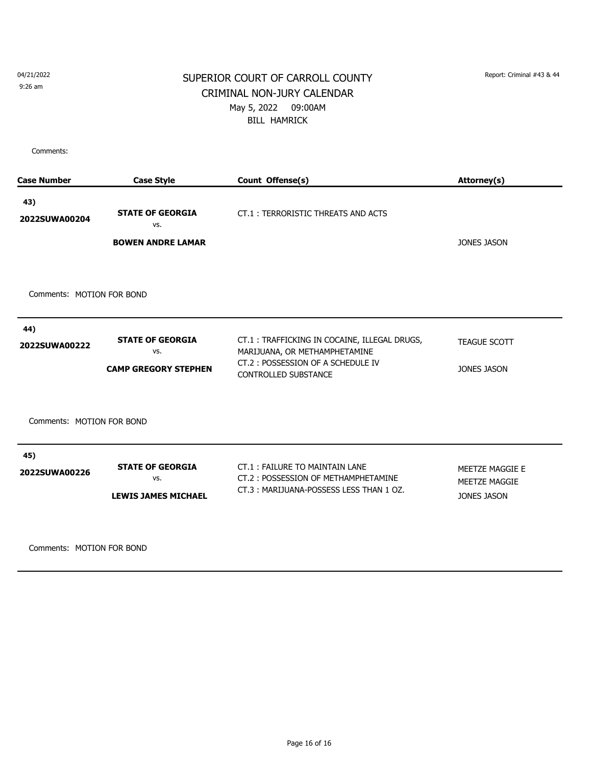04/21/2022
9:26 am

# SUPERIOR COURT OF CARROLL COUNTY
## CRIMINAL NON-JURY CALENDAR
May 5, 2022 09:00AM
BILL HAMRICK

Report: Criminal #43 & 44

Comments:

| Case Number | Case Style | Count Offense(s) | Attorney(s) |
|---|---|---|---|
| **43)** **2022SUWA00204** | **STATE OF GEORGIA** vs. **BOWEN ANDRE LAMAR** | CT.1 : TERRORISTIC THREATS AND ACTS | JONES JASON |
| Comments: MOTION FOR BOND | | | |
| **44)** **2022SUWA00222** | **STATE OF GEORGIA** vs. **CAMP GREGORY STEPHEN** | CT.1 : TRAFFICKING IN COCAINE, ILLEGAL DRUGS, MARIJUANA, OR METHAMPHETAMINE<br>CT.2 : POSSESSION OF A SCHEDULE IV CONTROLLED SUBSTANCE | TEAGUE SCOTT<br>JONES JASON |
| Comments: MOTION FOR BOND | | | |
| **45)** **2022SUWA00226** | **STATE OF GEORGIA** vs. **LEWIS JAMES MICHAEL** | CT.1 : FAILURE TO MAINTAIN LANE<br>CT.2 : POSSESSION OF METHAMPHETAMINE<br>CT.3 : MARIJUANA-POSSESS LESS THAN 1 OZ. | MEETZE MAGGIE E<br>MEETZE MAGGIE<br>JONES JASON |
| Comments: MOTION FOR BOND | | | |